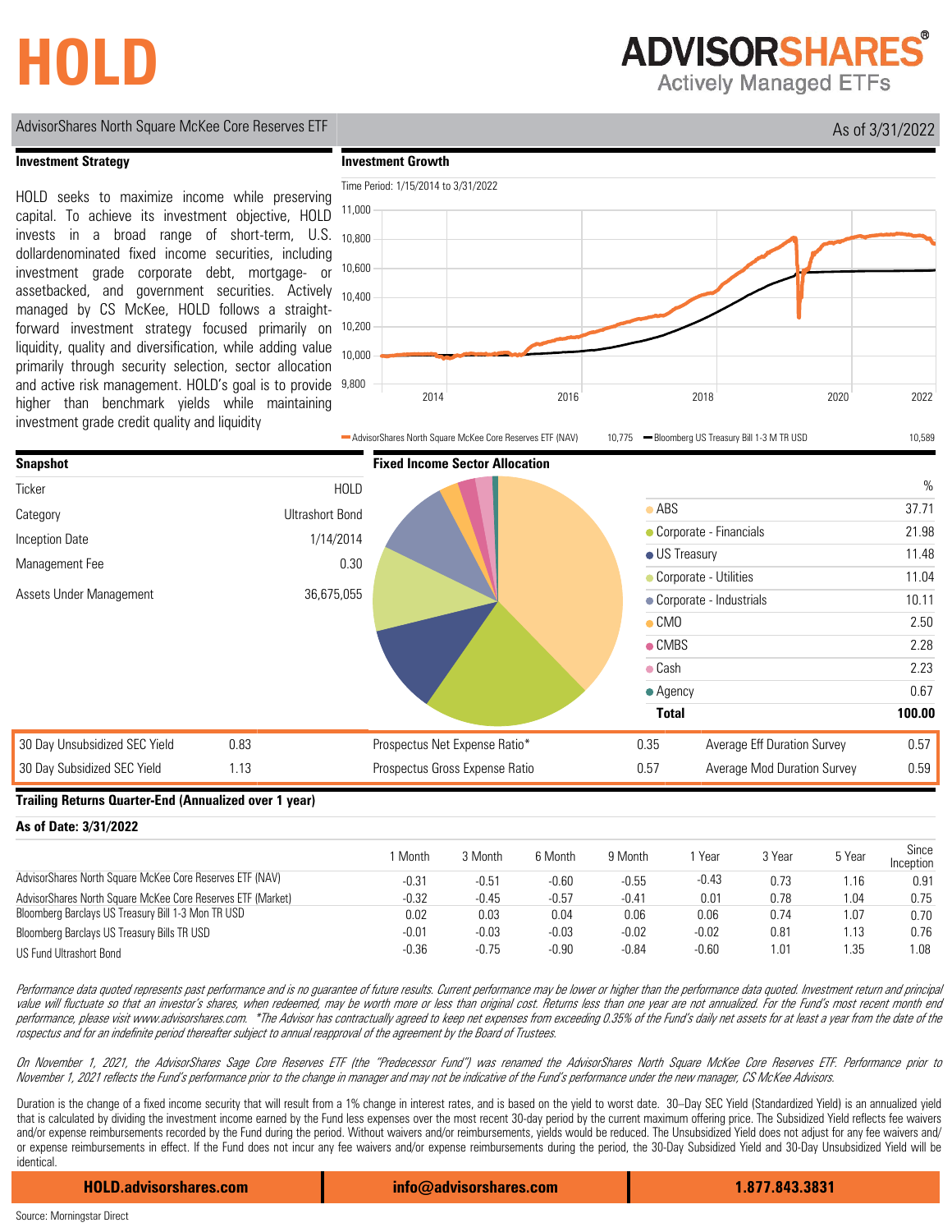# HOLD

**ADVISORSHARES®**
Actively Managed ETFs

AdvisorShares North Square McKee Core Reserves ETF

As of 3/31/2022

## Investment Strategy

HOLD seeks to maximize income while preserving capital. To achieve its investment objective, HOLD invests in a broad range of short-term, U.S. dollardenominated fixed income securities, including investment grade corporate debt, mortgage- or assetbacked, and government securities. Actively managed by CS McKee, HOLD follows a straightforward investment strategy focused primarily on liquidity, quality and diversification, while adding value primarily through security selection, sector allocation and active risk management. HOLD's goal is to provide higher than benchmark yields while maintaining investment grade credit quality and liquidity

## Investment Growth

Time Period: 1/15/2014 to 3/31/2022

AdvisorShares North Square McKee Core Reserves ETF (NAV) 10,775 — Bloomberg US Treasury Bill 1-3 M TR USD 10,589

## Snapshot

| | |
|---|---|
| Ticker | HOLD |
| Category | Ultrashort Bond |
| Inception Date | 1/14/2014 |
| Management Fee | 0.30 |
| Assets Under Management | 36,675,055 |

## Fixed Income Sector Allocation

| | % |
|---|---|
| ABS | 37.71 |
| Corporate - Financials | 21.98 |
| US Treasury | 11.48 |
| Corporate - Utilities | 11.04 |
| Corporate - Industrials | 10.11 |
| CMO | 2.50 |
| CMBS | 2.28 |
| Cash | 2.23 |
| Agency | 0.67 |
| **Total** | **100.00** |

| | | | | | |
|---|---|---|---|---|---|
| 30 Day Unsubsidized SEC Yield | 0.83 | Prospectus Net Expense Ratio* | 0.35 | Average Eff Duration Survey | 0.57 |
| 30 Day Subsidized SEC Yield | 1.13 | Prospectus Gross Expense Ratio | 0.57 | Average Mod Duration Survey | 0.59 |

## Trailing Returns Quarter-End (Annualized over 1 year)

**As of Date: 3/31/2022**

| | 1 Month | 3 Month | 6 Month | 9 Month | 1 Year | 3 Year | 5 Year | Since Inception |
|---|---|---|---|---|---|---|---|---|
| AdvisorShares North Square McKee Core Reserves ETF (NAV) | -0.31 | -0.51 | -0.60 | -0.55 | -0.43 | 0.73 | 1.16 | 0.91 |
| AdvisorShares North Square McKee Core Reserves ETF (Market) | -0.32 | -0.45 | -0.57 | -0.41 | 0.01 | 0.78 | 1.04 | 0.75 |
| Bloomberg Barclays US Treasury Bill 1-3 Mon TR USD | 0.02 | 0.03 | 0.04 | 0.06 | 0.06 | 0.74 | 1.07 | 0.70 |
| Bloomberg Barclays US Treasury Bills TR USD | -0.01 | -0.03 | -0.03 | -0.02 | -0.02 | 0.81 | 1.13 | 0.76 |
| US Fund Ultrashort Bond | -0.36 | -0.75 | -0.90 | -0.84 | -0.60 | 1.01 | 1.35 | 1.08 |

*Performance data quoted represents past performance and is no guarantee of future results. Current performance may be lower or higher than the performance data quoted. Investment return and principal value will fluctuate so that an investor's shares, when redeemed, may be worth more or less than original cost. Returns less than one year are not annualized. For the Fund's most recent month end performance, please visit www.advisorshares.com. *The Advisor has contractually agreed to keep net expenses from exceeding 0.35% of the Fund's daily net assets for at least a year from the date of the prospectus and for an indefinite period thereafter subject to annual reapproval of the agreement by the Board of Trustees.*

*On November 1, 2021, the AdvisorShares Sage Core Reserves ETF (the "Predecessor Fund") was renamed the AdvisorShares North Square McKee Core Reserves ETF. Performance prior to November 1, 2021 reflects the Fund's performance prior to the change in manager and may not be indicative of the Fund's performance under the new manager, CS McKee Advisors.*

Duration is the change of a fixed income security that will result from a 1% change in interest rates, and is based on the yield to worst date. 30–Day SEC Yield (Standardized Yield) is an annualized yield that is calculated by dividing the investment income earned by the Fund less expenses over the most recent 30-day period by the current maximum offering price. The Subsidized Yield reflects fee waivers and/or expense reimbursements recorded by the Fund during the period. Without waivers and/or reimbursements, yields would be reduced. The Unsubsidized Yield does not adjust for any fee waivers and/or expense reimbursements in effect. If the Fund does not incur any fee waivers and/or expense reimbursements during the period, the 30-Day Subsidized Yield and 30-Day Unsubsidized Yield will be identical.

HOLD.advisorshares.com | info@advisorshares.com | 1.877.843.3831

Source: Morningstar Direct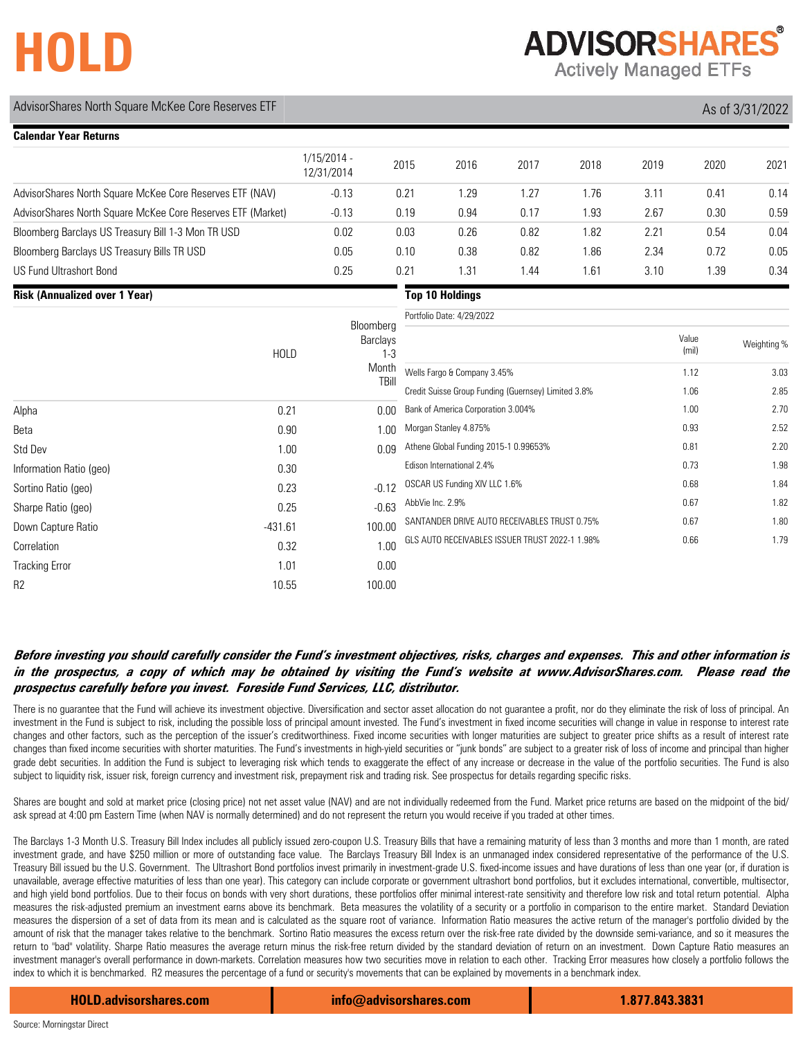# HOLD

**ADVISORSHARES®**
Actively Managed ETFs

AdvisorShares North Square McKee Core Reserves ETF — As of 3/31/2022

**Calendar Year Returns**

| | 1/15/2014 - 12/31/2014 | 2015 | 2016 | 2017 | 2018 | 2019 | 2020 | 2021 |
|---|---|---|---|---|---|---|---|---|
| AdvisorShares North Square McKee Core Reserves ETF (NAV) | -0.13 | 0.21 | 1.29 | 1.27 | 1.76 | 3.11 | 0.41 | 0.14 |
| AdvisorShares North Square McKee Core Reserves ETF (Market) | -0.13 | 0.19 | 0.94 | 0.17 | 1.93 | 2.67 | 0.30 | 0.59 |
| Bloomberg Barclays US Treasury Bill 1-3 Mon TR USD | 0.02 | 0.03 | 0.26 | 0.82 | 1.82 | 2.21 | 0.54 | 0.04 |
| Bloomberg Barclays US Treasury Bills TR USD | 0.05 | 0.10 | 0.38 | 0.82 | 1.86 | 2.34 | 0.72 | 0.05 |
| US Fund Ultrashort Bond | 0.25 | 0.21 | 1.31 | 1.44 | 1.61 | 3.10 | 1.39 | 0.34 |

**Risk (Annualized over 1 Year)**

| | HOLD | Bloomberg Barclays 1-3 Month TBill |
|---|---|---|
| Alpha | 0.21 | 0.00 |
| Beta | 0.90 | 1.00 |
| Std Dev | 1.00 | 0.09 |
| Information Ratio (geo) | 0.30 | |
| Sortino Ratio (geo) | 0.23 | -0.12 |
| Sharpe Ratio (geo) | 0.25 | -0.63 |
| Down Capture Ratio | -431.61 | 100.00 |
| Correlation | 0.32 | 1.00 |
| Tracking Error | 1.01 | 0.00 |
| R2 | 10.55 | 100.00 |

**Top 10 Holdings**

Portfolio Date: 4/29/2022

| | Value (mil) | Weighting % |
|---|---|---|
| Wells Fargo & Company 3.45% | 1.12 | 3.03 |
| Credit Suisse Group Funding (Guernsey) Limited 3.8% | 1.06 | 2.85 |
| Bank of America Corporation 3.004% | 1.00 | 2.70 |
| Morgan Stanley 4.875% | 0.93 | 2.52 |
| Athene Global Funding 2015-1 0.99653% | 0.81 | 2.20 |
| Edison International 2.4% | 0.73 | 1.98 |
| OSCAR US Funding XIV LLC 1.6% | 0.68 | 1.84 |
| AbbVie Inc. 2.9% | 0.67 | 1.82 |
| SANTANDER DRIVE AUTO RECEIVABLES TRUST 0.75% | 0.67 | 1.80 |
| GLS AUTO RECEIVABLES ISSUER TRUST 2022-1 1.98% | 0.66 | 1.79 |

***Before investing you should carefully consider the Fund's investment objectives, risks, charges and expenses. This and other information is in the prospectus, a copy of which may be obtained by visiting the Fund's website at www.AdvisorShares.com. Please read the prospectus carefully before you invest. Foreside Fund Services, LLC, distributor.***

There is no guarantee that the Fund will achieve its investment objective. Diversification and sector asset allocation do not guarantee a profit, nor do they eliminate the risk of loss of principal. An investment in the Fund is subject to risk, including the possible loss of principal amount invested. The Fund's investment in fixed income securities will change in value in response to interest rate changes and other factors, such as the perception of the issuer's creditworthiness. Fixed income securities with longer maturities are subject to greater price shifts as a result of interest rate changes than fixed income securities with shorter maturities. The Fund's investments in high-yield securities or "junk bonds" are subject to a greater risk of loss of income and principal than higher grade debt securities. In addition the Fund is subject to leveraging risk which tends to exaggerate the effect of any increase or decrease in the value of the portfolio securities. The Fund is also subject to liquidity risk, issuer risk, foreign currency and investment risk, prepayment risk and trading risk. See prospectus for details regarding specific risks.

Shares are bought and sold at market price (closing price) not net asset value (NAV) and are not individually redeemed from the Fund. Market price returns are based on the midpoint of the bid/ask spread at 4:00 pm Eastern Time (when NAV is normally determined) and do not represent the return you would receive if you traded at other times.

The Barclays 1-3 Month U.S. Treasury Bill Index includes all publicly issued zero-coupon U.S. Treasury Bills that have a remaining maturity of less than 3 months and more than 1 month, are rated investment grade, and have $250 million or more of outstanding face value. The Barclays Treasury Bill Index is an unmanaged index considered representative of the performance of the U.S. Treasury Bill issued bu the U.S. Government. The Ultrashort Bond portfolios invest primarily in investment-grade U.S. fixed-income issues and have durations of less than one year (or, if duration is unavailable, average effective maturities of less than one year). This category can include corporate or government ultrashort bond portfolios, but it excludes international, convertible, multisector, and high yield bond portfolios. Due to their focus on bonds with very short durations, these portfolios offer minimal interest-rate sensitivity and therefore low risk and total return potential. Alpha measures the risk-adjusted premium an investment earns above its benchmark. Beta measures the volatility of a security or a portfolio in comparison to the entire market. Standard Deviation measures the dispersion of a set of data from its mean and is calculated as the square root of variance. Information Ratio measures the active return of the manager's portfolio divided by the amount of risk that the manager takes relative to the benchmark. Sortino Ratio measures the excess return over the risk-free rate divided by the downside semi-variance, and so it measures the return to "bad" volatility. Sharpe Ratio measures the average return minus the risk-free return divided by the standard deviation of return on an investment. Down Capture Ratio measures an investment manager's overall performance in down-markets. Correlation measures how two securities move in relation to each other. Tracking Error measures how closely a portfolio follows the index to which it is benchmarked. R2 measures the percentage of a fund or security's movements that can be explained by movements in a benchmark index.

**HOLD.advisorshares.com** | **info@advisorshares.com** | **1.877.843.3831**

Source: Morningstar Direct